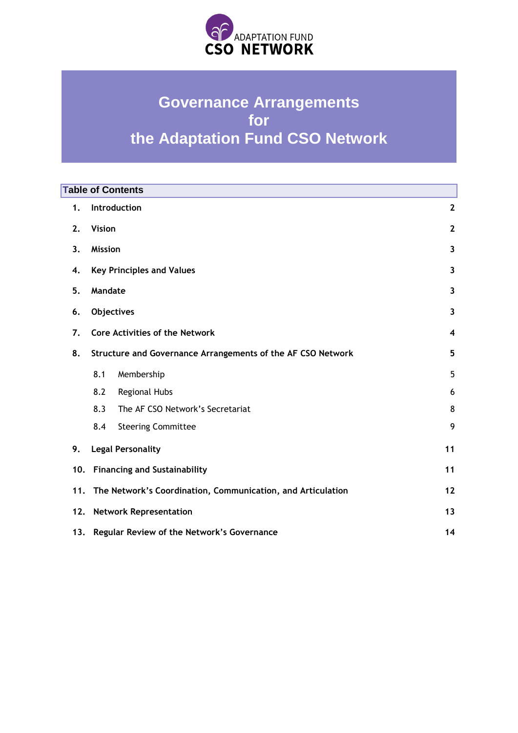ADAPTATION FUND
CSO NETWORK

# Governance Arrangements for the Adaptation Fund CSO Network

## Table of Contents

| | | |
|---|---|---|
| **1.** | **Introduction** | **2** |
| **2.** | **Vision** | **2** |
| **3.** | **Mission** | **3** |
| **4.** | **Key Principles and Values** | **3** |
| **5.** | **Mandate** | **3** |
| **6.** | **Objectives** | **3** |
| **7.** | **Core Activities of the Network** | **4** |
| **8.** | **Structure and Governance Arrangements of the AF CSO Network** | **5** |
| 8.1 | Membership | 5 |
| 8.2 | Regional Hubs | 6 |
| 8.3 | The AF CSO Network's Secretariat | 8 |
| 8.4 | Steering Committee | 9 |
| **9.** | **Legal Personality** | **11** |
| **10.** | **Financing and Sustainability** | **11** |
| **11.** | **The Network's Coordination, Communication, and Articulation** | **12** |
| **12.** | **Network Representation** | **13** |
| **13.** | **Regular Review of the Network's Governance** | **14** |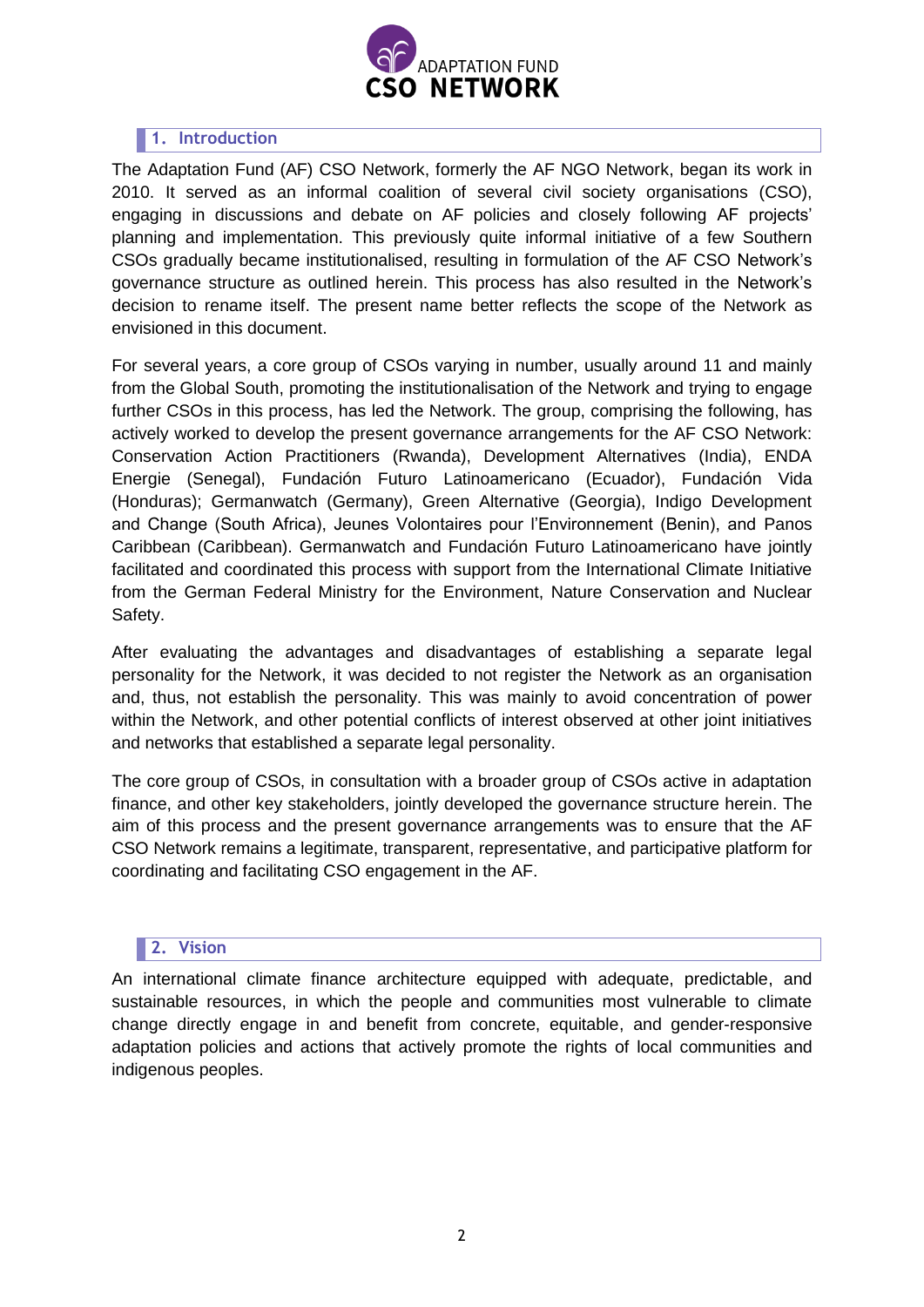## 1. Introduction

The Adaptation Fund (AF) CSO Network, formerly the AF NGO Network, began its work in 2010. It served as an informal coalition of several civil society organisations (CSO), engaging in discussions and debate on AF policies and closely following AF projects' planning and implementation. This previously quite informal initiative of a few Southern CSOs gradually became institutionalised, resulting in formulation of the AF CSO Network's governance structure as outlined herein. This process has also resulted in the Network's decision to rename itself. The present name better reflects the scope of the Network as envisioned in this document.

For several years, a core group of CSOs varying in number, usually around 11 and mainly from the Global South, promoting the institutionalisation of the Network and trying to engage further CSOs in this process, has led the Network. The group, comprising the following, has actively worked to develop the present governance arrangements for the AF CSO Network: Conservation Action Practitioners (Rwanda), Development Alternatives (India), ENDA Energie (Senegal), Fundación Futuro Latinoamericano (Ecuador), Fundación Vida (Honduras); Germanwatch (Germany), Green Alternative (Georgia), Indigo Development and Change (South Africa), Jeunes Volontaires pour l'Environnement (Benin), and Panos Caribbean (Caribbean). Germanwatch and Fundación Futuro Latinoamericano have jointly facilitated and coordinated this process with support from the International Climate Initiative from the German Federal Ministry for the Environment, Nature Conservation and Nuclear Safety.

After evaluating the advantages and disadvantages of establishing a separate legal personality for the Network, it was decided to not register the Network as an organisation and, thus, not establish the personality. This was mainly to avoid concentration of power within the Network, and other potential conflicts of interest observed at other joint initiatives and networks that established a separate legal personality.

The core group of CSOs, in consultation with a broader group of CSOs active in adaptation finance, and other key stakeholders, jointly developed the governance structure herein. The aim of this process and the present governance arrangements was to ensure that the AF CSO Network remains a legitimate, transparent, representative, and participative platform for coordinating and facilitating CSO engagement in the AF.

## 2. Vision

An international climate finance architecture equipped with adequate, predictable, and sustainable resources, in which the people and communities most vulnerable to climate change directly engage in and benefit from concrete, equitable, and gender-responsive adaptation policies and actions that actively promote the rights of local communities and indigenous peoples.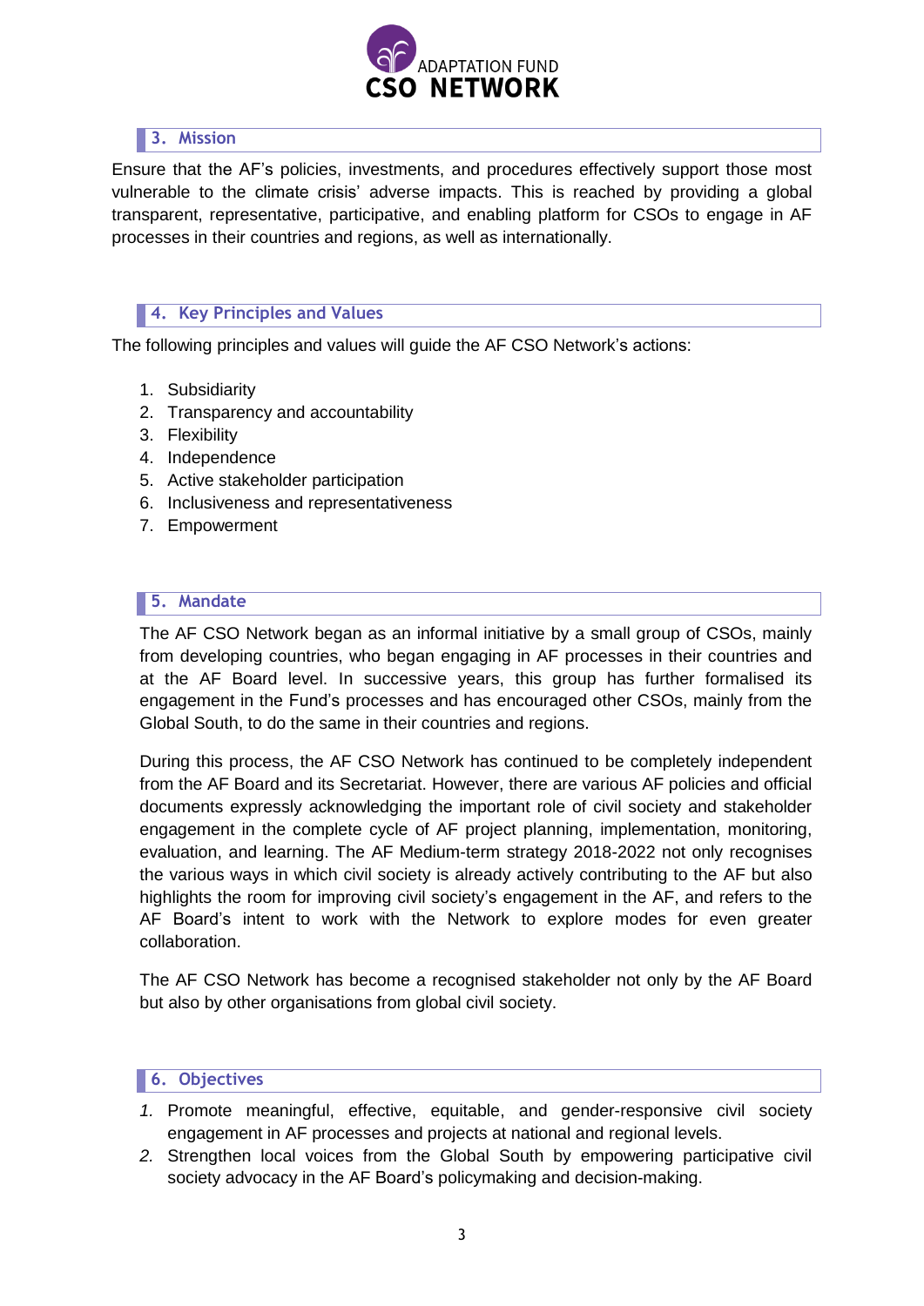## 3. Mission

Ensure that the AF's policies, investments, and procedures effectively support those most vulnerable to the climate crisis' adverse impacts. This is reached by providing a global transparent, representative, participative, and enabling platform for CSOs to engage in AF processes in their countries and regions, as well as internationally.

## 4. Key Principles and Values

The following principles and values will guide the AF CSO Network's actions:

1. Subsidiarity
2. Transparency and accountability
3. Flexibility
4. Independence
5. Active stakeholder participation
6. Inclusiveness and representativeness
7. Empowerment

## 5. Mandate

The AF CSO Network began as an informal initiative by a small group of CSOs, mainly from developing countries, who began engaging in AF processes in their countries and at the AF Board level. In successive years, this group has further formalised its engagement in the Fund's processes and has encouraged other CSOs, mainly from the Global South, to do the same in their countries and regions.

During this process, the AF CSO Network has continued to be completely independent from the AF Board and its Secretariat. However, there are various AF policies and official documents expressly acknowledging the important role of civil society and stakeholder engagement in the complete cycle of AF project planning, implementation, monitoring, evaluation, and learning. The AF Medium-term strategy 2018-2022 not only recognises the various ways in which civil society is already actively contributing to the AF but also highlights the room for improving civil society's engagement in the AF, and refers to the AF Board's intent to work with the Network to explore modes for even greater collaboration.

The AF CSO Network has become a recognised stakeholder not only by the AF Board but also by other organisations from global civil society.

## 6. Objectives

1. Promote meaningful, effective, equitable, and gender-responsive civil society engagement in AF processes and projects at national and regional levels.
2. Strengthen local voices from the Global South by empowering participative civil society advocacy in the AF Board's policymaking and decision-making.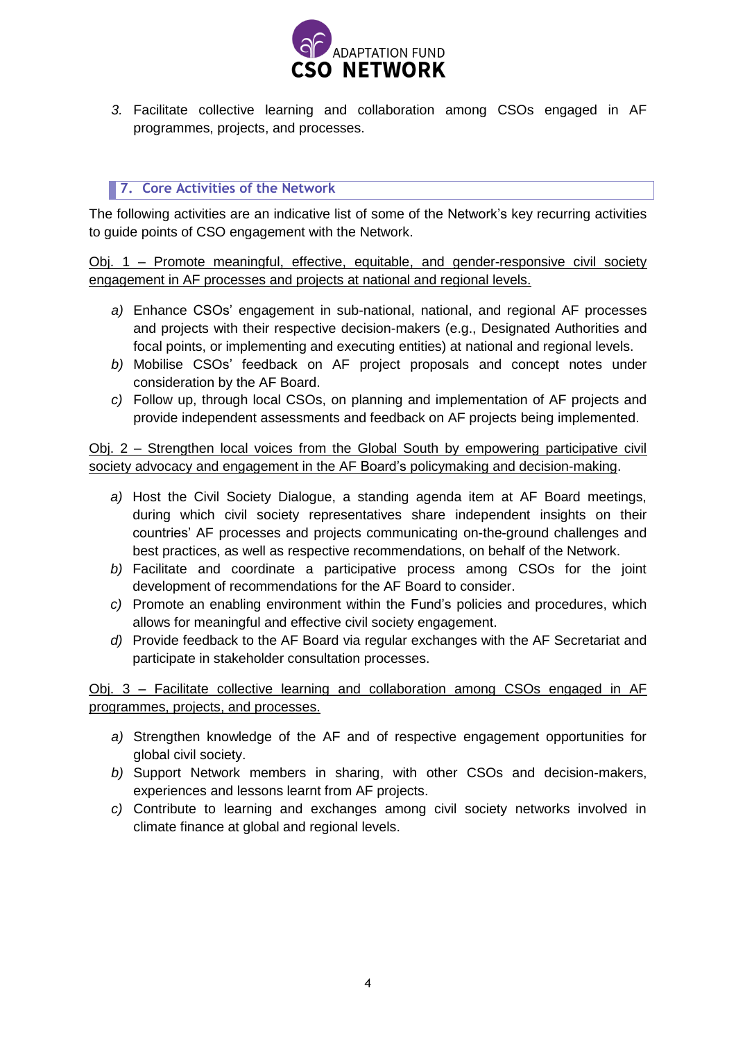3. Facilitate collective learning and collaboration among CSOs engaged in AF programmes, projects, and processes.

## 7. Core Activities of the Network

The following activities are an indicative list of some of the Network's key recurring activities to guide points of CSO engagement with the Network.

Obj. 1 – Promote meaningful, effective, equitable, and gender-responsive civil society engagement in AF processes and projects at national and regional levels.

a) Enhance CSOs' engagement in sub-national, national, and regional AF processes and projects with their respective decision-makers (e.g., Designated Authorities and focal points, or implementing and executing entities) at national and regional levels.
b) Mobilise CSOs' feedback on AF project proposals and concept notes under consideration by the AF Board.
c) Follow up, through local CSOs, on planning and implementation of AF projects and provide independent assessments and feedback on AF projects being implemented.

Obj. 2 – Strengthen local voices from the Global South by empowering participative civil society advocacy and engagement in the AF Board's policymaking and decision-making.

a) Host the Civil Society Dialogue, a standing agenda item at AF Board meetings, during which civil society representatives share independent insights on their countries' AF processes and projects communicating on-the-ground challenges and best practices, as well as respective recommendations, on behalf of the Network.
b) Facilitate and coordinate a participative process among CSOs for the joint development of recommendations for the AF Board to consider.
c) Promote an enabling environment within the Fund's policies and procedures, which allows for meaningful and effective civil society engagement.
d) Provide feedback to the AF Board via regular exchanges with the AF Secretariat and participate in stakeholder consultation processes.

Obj. 3 – Facilitate collective learning and collaboration among CSOs engaged in AF programmes, projects, and processes.

a) Strengthen knowledge of the AF and of respective engagement opportunities for global civil society.
b) Support Network members in sharing, with other CSOs and decision-makers, experiences and lessons learnt from AF projects.
c) Contribute to learning and exchanges among civil society networks involved in climate finance at global and regional levels.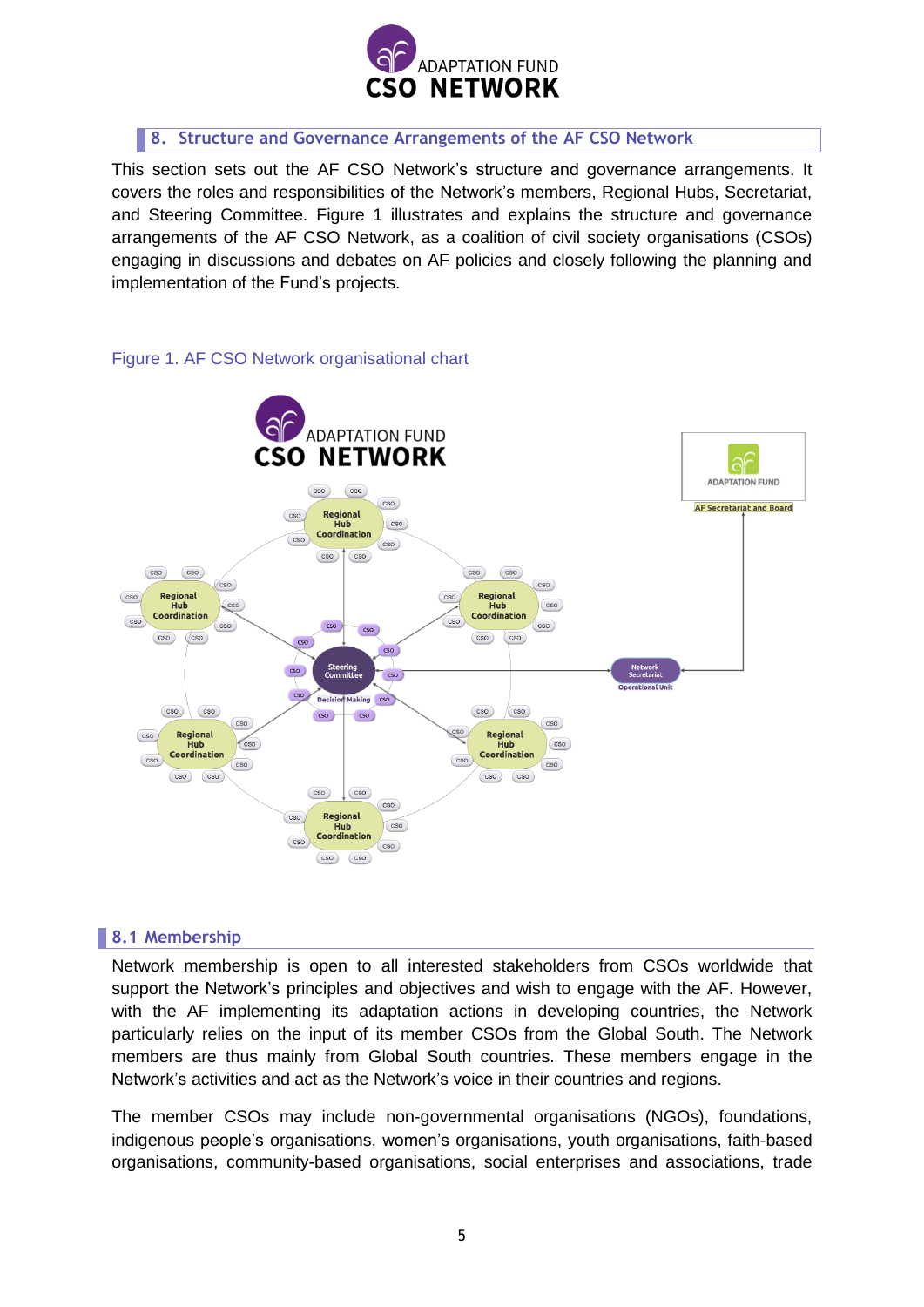## 8. Structure and Governance Arrangements of the AF CSO Network

This section sets out the AF CSO Network's structure and governance arrangements. It covers the roles and responsibilities of the Network's members, Regional Hubs, Secretariat, and Steering Committee. Figure 1 illustrates and explains the structure and governance arrangements of the AF CSO Network, as a coalition of civil society organisations (CSOs) engaging in discussions and debates on AF policies and closely following the planning and implementation of the Fund's projects.

Figure 1. AF CSO Network organisational chart

### 8.1 Membership

Network membership is open to all interested stakeholders from CSOs worldwide that support the Network's principles and objectives and wish to engage with the AF. However, with the AF implementing its adaptation actions in developing countries, the Network particularly relies on the input of its member CSOs from the Global South. The Network members are thus mainly from Global South countries. These members engage in the Network's activities and act as the Network's voice in their countries and regions.

The member CSOs may include non-governmental organisations (NGOs), foundations, indigenous people's organisations, women's organisations, youth organisations, faith-based organisations, community-based organisations, social enterprises and associations, trade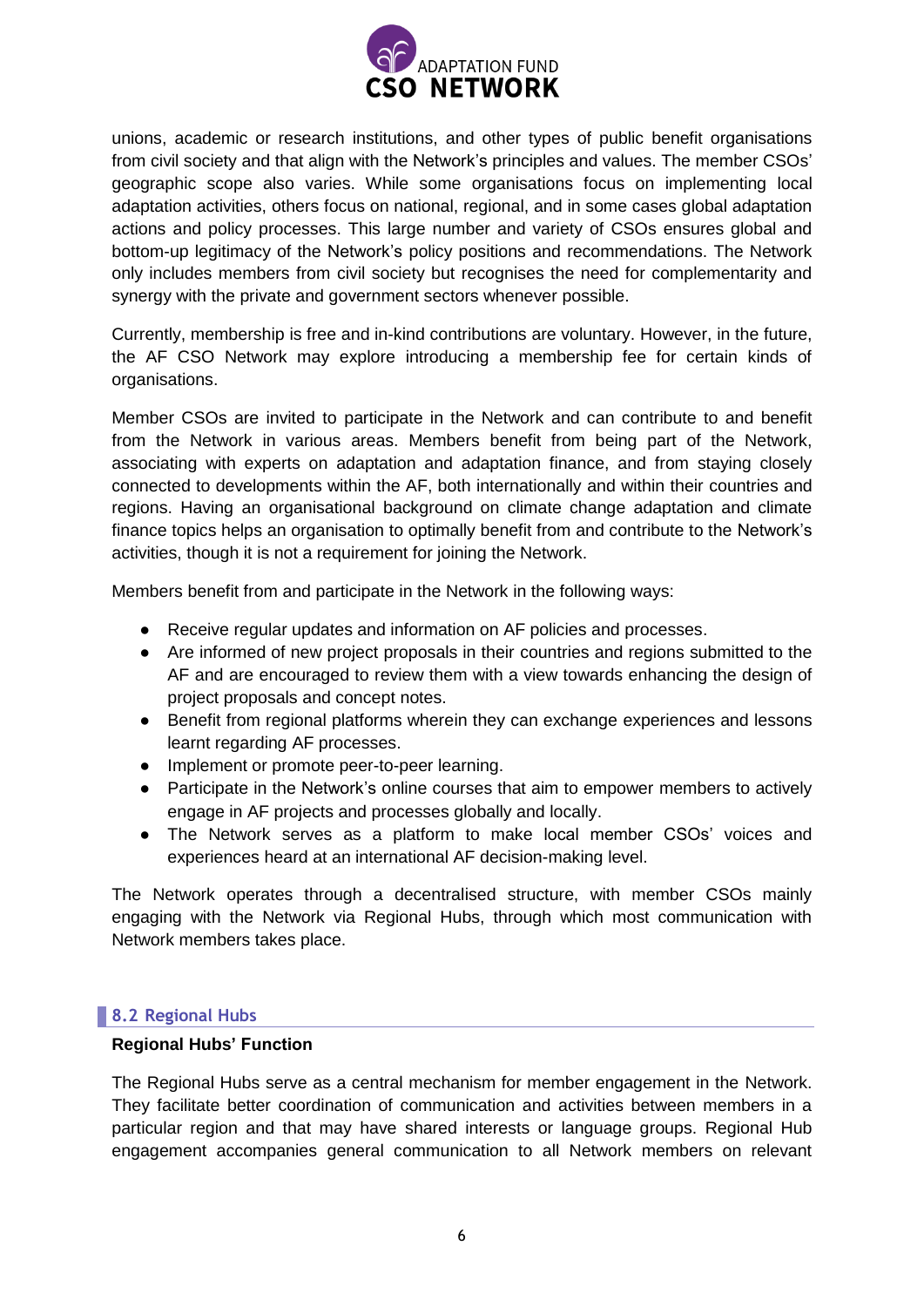unions, academic or research institutions, and other types of public benefit organisations from civil society and that align with the Network's principles and values. The member CSOs' geographic scope also varies. While some organisations focus on implementing local adaptation activities, others focus on national, regional, and in some cases global adaptation actions and policy processes. This large number and variety of CSOs ensures global and bottom-up legitimacy of the Network's policy positions and recommendations. The Network only includes members from civil society but recognises the need for complementarity and synergy with the private and government sectors whenever possible.

Currently, membership is free and in-kind contributions are voluntary. However, in the future, the AF CSO Network may explore introducing a membership fee for certain kinds of organisations.

Member CSOs are invited to participate in the Network and can contribute to and benefit from the Network in various areas. Members benefit from being part of the Network, associating with experts on adaptation and adaptation finance, and from staying closely connected to developments within the AF, both internationally and within their countries and regions. Having an organisational background on climate change adaptation and climate finance topics helps an organisation to optimally benefit from and contribute to the Network's activities, though it is not a requirement for joining the Network.

Members benefit from and participate in the Network in the following ways:

- Receive regular updates and information on AF policies and processes.
- Are informed of new project proposals in their countries and regions submitted to the AF and are encouraged to review them with a view towards enhancing the design of project proposals and concept notes.
- Benefit from regional platforms wherein they can exchange experiences and lessons learnt regarding AF processes.
- Implement or promote peer-to-peer learning.
- Participate in the Network's online courses that aim to empower members to actively engage in AF projects and processes globally and locally.
- The Network serves as a platform to make local member CSOs' voices and experiences heard at an international AF decision-making level.

The Network operates through a decentralised structure, with member CSOs mainly engaging with the Network via Regional Hubs, through which most communication with Network members takes place.

## 8.2 Regional Hubs

**Regional Hubs' Function**

The Regional Hubs serve as a central mechanism for member engagement in the Network. They facilitate better coordination of communication and activities between members in a particular region and that may have shared interests or language groups. Regional Hub engagement accompanies general communication to all Network members on relevant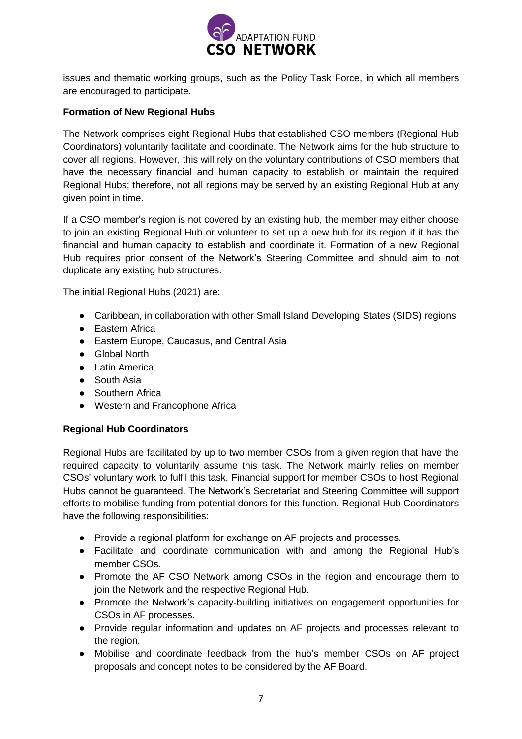issues and thematic working groups, such as the Policy Task Force, in which all members are encouraged to participate.

**Formation of New Regional Hubs**

The Network comprises eight Regional Hubs that established CSO members (Regional Hub Coordinators) voluntarily facilitate and coordinate. The Network aims for the hub structure to cover all regions. However, this will rely on the voluntary contributions of CSO members that have the necessary financial and human capacity to establish or maintain the required Regional Hubs; therefore, not all regions may be served by an existing Regional Hub at any given point in time.

If a CSO member's region is not covered by an existing hub, the member may either choose to join an existing Regional Hub or volunteer to set up a new hub for its region if it has the financial and human capacity to establish and coordinate it. Formation of a new Regional Hub requires prior consent of the Network's Steering Committee and should aim to not duplicate any existing hub structures.

The initial Regional Hubs (2021) are:

- Caribbean, in collaboration with other Small Island Developing States (SIDS) regions
- Eastern Africa
- Eastern Europe, Caucasus, and Central Asia
- Global North
- Latin America
- South Asia
- Southern Africa
- Western and Francophone Africa

**Regional Hub Coordinators**

Regional Hubs are facilitated by up to two member CSOs from a given region that have the required capacity to voluntarily assume this task. The Network mainly relies on member CSOs' voluntary work to fulfil this task. Financial support for member CSOs to host Regional Hubs cannot be guaranteed. The Network's Secretariat and Steering Committee will support efforts to mobilise funding from potential donors for this function. Regional Hub Coordinators have the following responsibilities:

- Provide a regional platform for exchange on AF projects and processes.
- Facilitate and coordinate communication with and among the Regional Hub's member CSOs.
- Promote the AF CSO Network among CSOs in the region and encourage them to join the Network and the respective Regional Hub.
- Promote the Network's capacity-building initiatives on engagement opportunities for CSOs in AF processes.
- Provide regular information and updates on AF projects and processes relevant to the region.
- Mobilise and coordinate feedback from the hub's member CSOs on AF project proposals and concept notes to be considered by the AF Board.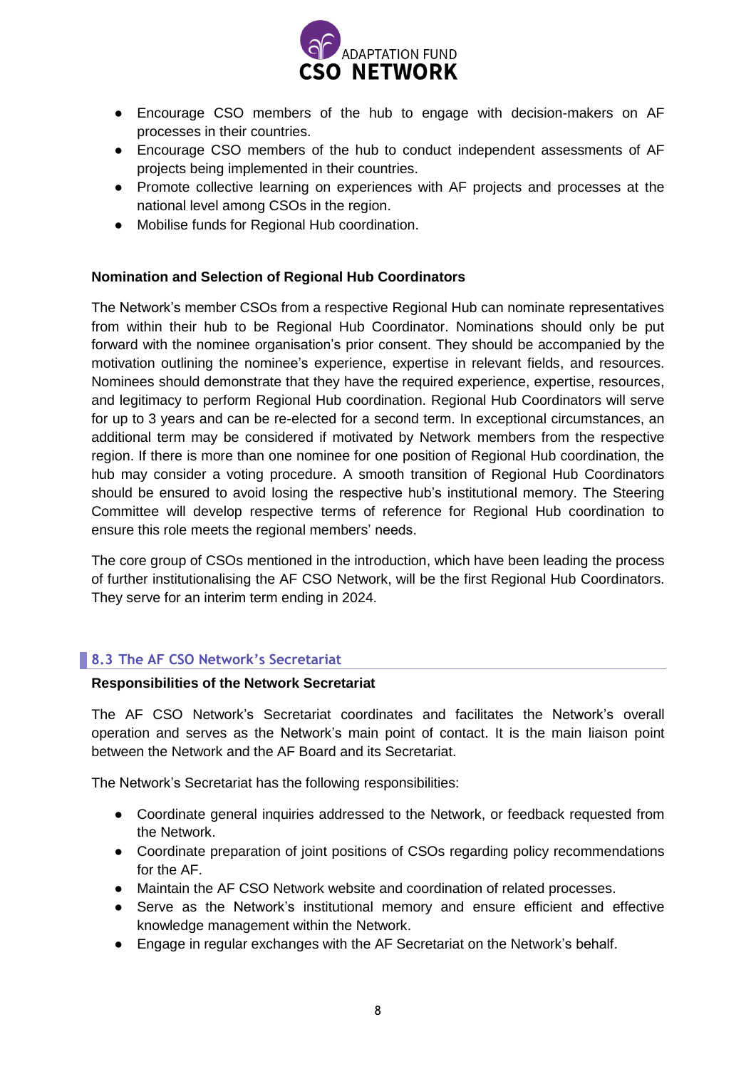- Encourage CSO members of the hub to engage with decision-makers on AF processes in their countries.
- Encourage CSO members of the hub to conduct independent assessments of AF projects being implemented in their countries.
- Promote collective learning on experiences with AF projects and processes at the national level among CSOs in the region.
- Mobilise funds for Regional Hub coordination.

**Nomination and Selection of Regional Hub Coordinators**

The Network's member CSOs from a respective Regional Hub can nominate representatives from within their hub to be Regional Hub Coordinator. Nominations should only be put forward with the nominee organisation's prior consent. They should be accompanied by the motivation outlining the nominee's experience, expertise in relevant fields, and resources. Nominees should demonstrate that they have the required experience, expertise, resources, and legitimacy to perform Regional Hub coordination. Regional Hub Coordinators will serve for up to 3 years and can be re-elected for a second term. In exceptional circumstances, an additional term may be considered if motivated by Network members from the respective region. If there is more than one nominee for one position of Regional Hub coordination, the hub may consider a voting procedure. A smooth transition of Regional Hub Coordinators should be ensured to avoid losing the respective hub's institutional memory. The Steering Committee will develop respective terms of reference for Regional Hub coordination to ensure this role meets the regional members' needs.

The core group of CSOs mentioned in the introduction, which have been leading the process of further institutionalising the AF CSO Network, will be the first Regional Hub Coordinators. They serve for an interim term ending in 2024.

### 8.3 The AF CSO Network's Secretariat

**Responsibilities of the Network Secretariat**

The AF CSO Network's Secretariat coordinates and facilitates the Network's overall operation and serves as the Network's main point of contact. It is the main liaison point between the Network and the AF Board and its Secretariat.

The Network's Secretariat has the following responsibilities:

- Coordinate general inquiries addressed to the Network, or feedback requested from the Network.
- Coordinate preparation of joint positions of CSOs regarding policy recommendations for the AF.
- Maintain the AF CSO Network website and coordination of related processes.
- Serve as the Network's institutional memory and ensure efficient and effective knowledge management within the Network.
- Engage in regular exchanges with the AF Secretariat on the Network's behalf.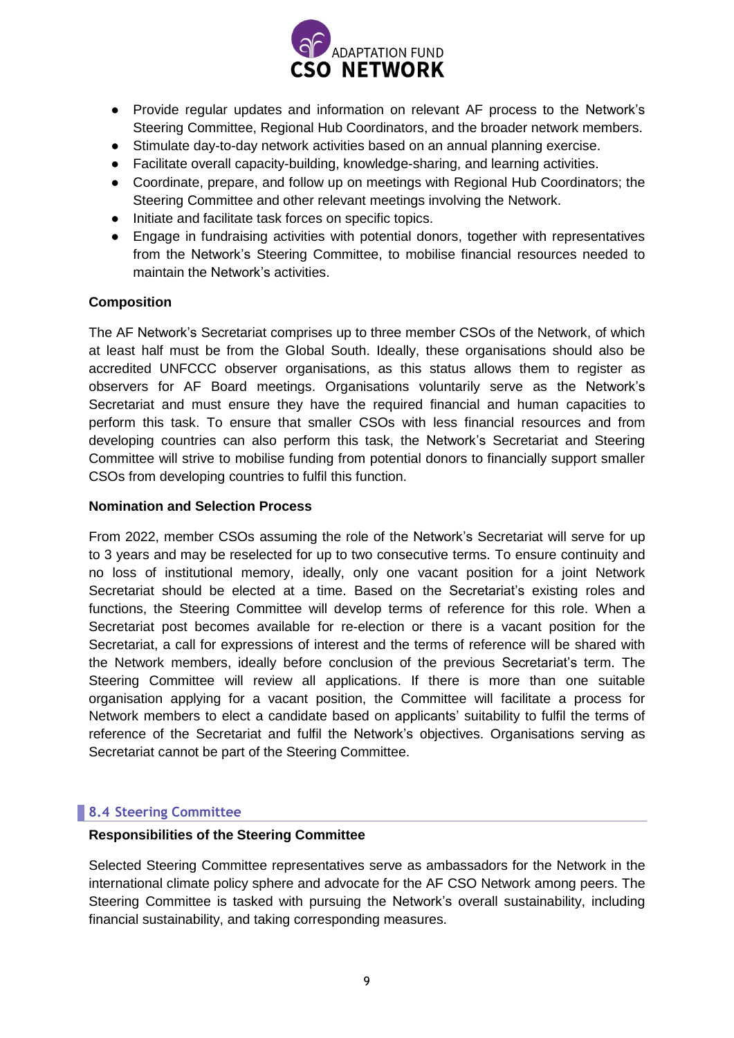- Provide regular updates and information on relevant AF process to the Network's Steering Committee, Regional Hub Coordinators, and the broader network members.
- Stimulate day-to-day network activities based on an annual planning exercise.
- Facilitate overall capacity-building, knowledge-sharing, and learning activities.
- Coordinate, prepare, and follow up on meetings with Regional Hub Coordinators; the Steering Committee and other relevant meetings involving the Network.
- Initiate and facilitate task forces on specific topics.
- Engage in fundraising activities with potential donors, together with representatives from the Network's Steering Committee, to mobilise financial resources needed to maintain the Network's activities.

**Composition**

The AF Network's Secretariat comprises up to three member CSOs of the Network, of which at least half must be from the Global South. Ideally, these organisations should also be accredited UNFCCC observer organisations, as this status allows them to register as observers for AF Board meetings. Organisations voluntarily serve as the Network's Secretariat and must ensure they have the required financial and human capacities to perform this task. To ensure that smaller CSOs with less financial resources and from developing countries can also perform this task, the Network's Secretariat and Steering Committee will strive to mobilise funding from potential donors to financially support smaller CSOs from developing countries to fulfil this function.

**Nomination and Selection Process**

From 2022, member CSOs assuming the role of the Network's Secretariat will serve for up to 3 years and may be reselected for up to two consecutive terms. To ensure continuity and no loss of institutional memory, ideally, only one vacant position for a joint Network Secretariat should be elected at a time. Based on the Secretariat's existing roles and functions, the Steering Committee will develop terms of reference for this role. When a Secretariat post becomes available for re-election or there is a vacant position for the Secretariat, a call for expressions of interest and the terms of reference will be shared with the Network members, ideally before conclusion of the previous Secretariat's term. The Steering Committee will review all applications. If there is more than one suitable organisation applying for a vacant position, the Committee will facilitate a process for Network members to elect a candidate based on applicants' suitability to fulfil the terms of reference of the Secretariat and fulfil the Network's objectives. Organisations serving as Secretariat cannot be part of the Steering Committee.

## 8.4 Steering Committee

**Responsibilities of the Steering Committee**

Selected Steering Committee representatives serve as ambassadors for the Network in the international climate policy sphere and advocate for the AF CSO Network among peers. The Steering Committee is tasked with pursuing the Network's overall sustainability, including financial sustainability, and taking corresponding measures.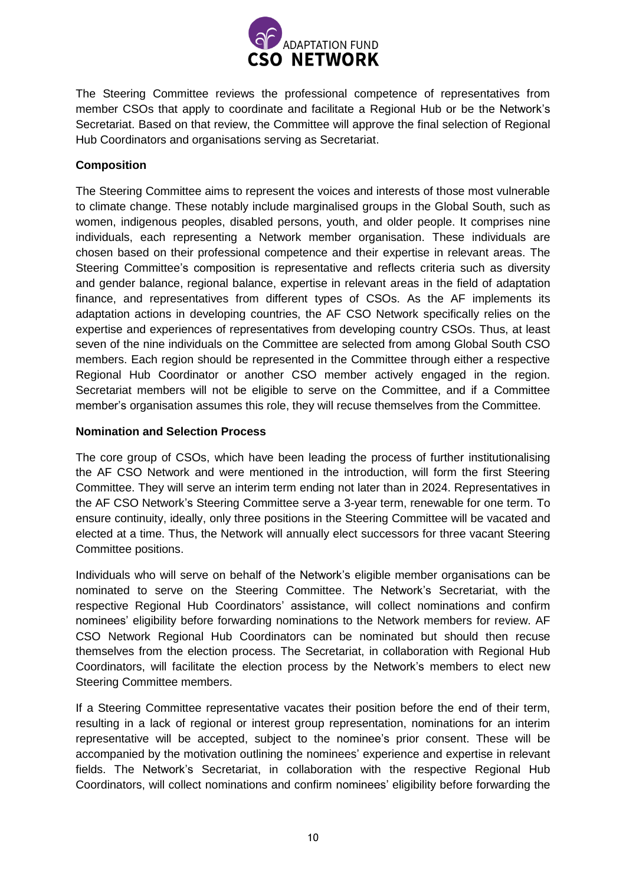The Steering Committee reviews the professional competence of representatives from member CSOs that apply to coordinate and facilitate a Regional Hub or be the Network's Secretariat. Based on that review, the Committee will approve the final selection of Regional Hub Coordinators and organisations serving as Secretariat.

**Composition**

The Steering Committee aims to represent the voices and interests of those most vulnerable to climate change. These notably include marginalised groups in the Global South, such as women, indigenous peoples, disabled persons, youth, and older people. It comprises nine individuals, each representing a Network member organisation. These individuals are chosen based on their professional competence and their expertise in relevant areas. The Steering Committee's composition is representative and reflects criteria such as diversity and gender balance, regional balance, expertise in relevant areas in the field of adaptation finance, and representatives from different types of CSOs. As the AF implements its adaptation actions in developing countries, the AF CSO Network specifically relies on the expertise and experiences of representatives from developing country CSOs. Thus, at least seven of the nine individuals on the Committee are selected from among Global South CSO members. Each region should be represented in the Committee through either a respective Regional Hub Coordinator or another CSO member actively engaged in the region. Secretariat members will not be eligible to serve on the Committee, and if a Committee member's organisation assumes this role, they will recuse themselves from the Committee.

**Nomination and Selection Process**

The core group of CSOs, which have been leading the process of further institutionalising the AF CSO Network and were mentioned in the introduction, will form the first Steering Committee. They will serve an interim term ending not later than in 2024. Representatives in the AF CSO Network's Steering Committee serve a 3-year term, renewable for one term. To ensure continuity, ideally, only three positions in the Steering Committee will be vacated and elected at a time. Thus, the Network will annually elect successors for three vacant Steering Committee positions.

Individuals who will serve on behalf of the Network's eligible member organisations can be nominated to serve on the Steering Committee. The Network's Secretariat, with the respective Regional Hub Coordinators' assistance, will collect nominations and confirm nominees' eligibility before forwarding nominations to the Network members for review. AF CSO Network Regional Hub Coordinators can be nominated but should then recuse themselves from the election process. The Secretariat, in collaboration with Regional Hub Coordinators, will facilitate the election process by the Network's members to elect new Steering Committee members.

If a Steering Committee representative vacates their position before the end of their term, resulting in a lack of regional or interest group representation, nominations for an interim representative will be accepted, subject to the nominee's prior consent. These will be accompanied by the motivation outlining the nominees' experience and expertise in relevant fields. The Network's Secretariat, in collaboration with the respective Regional Hub Coordinators, will collect nominations and confirm nominees' eligibility before forwarding the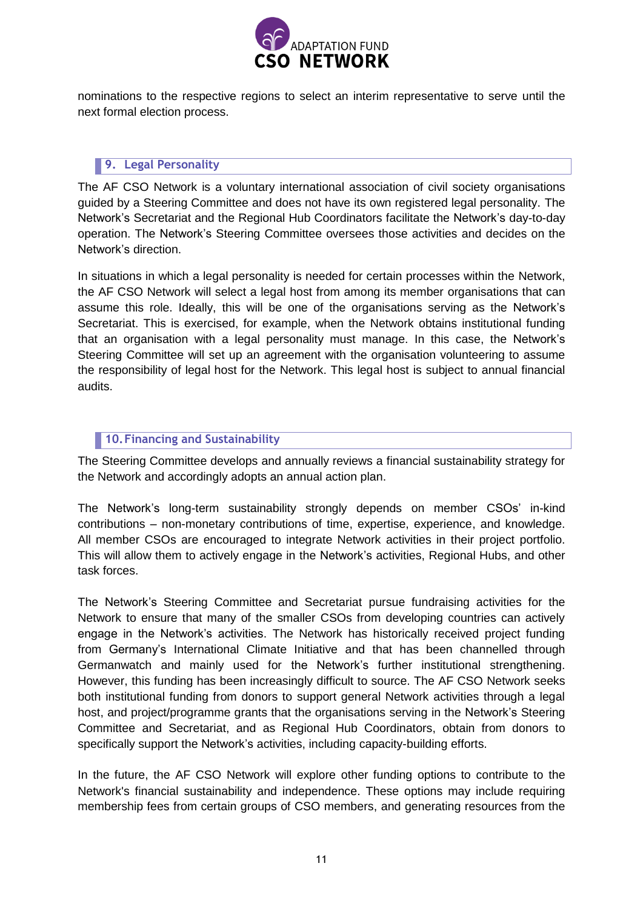nominations to the respective regions to select an interim representative to serve until the next formal election process.

## 9. Legal Personality

The AF CSO Network is a voluntary international association of civil society organisations guided by a Steering Committee and does not have its own registered legal personality. The Network's Secretariat and the Regional Hub Coordinators facilitate the Network's day-to-day operation. The Network's Steering Committee oversees those activities and decides on the Network's direction.

In situations in which a legal personality is needed for certain processes within the Network, the AF CSO Network will select a legal host from among its member organisations that can assume this role. Ideally, this will be one of the organisations serving as the Network's Secretariat. This is exercised, for example, when the Network obtains institutional funding that an organisation with a legal personality must manage. In this case, the Network's Steering Committee will set up an agreement with the organisation volunteering to assume the responsibility of legal host for the Network. This legal host is subject to annual financial audits.

## 10. Financing and Sustainability

The Steering Committee develops and annually reviews a financial sustainability strategy for the Network and accordingly adopts an annual action plan.

The Network's long-term sustainability strongly depends on member CSOs' in-kind contributions – non-monetary contributions of time, expertise, experience, and knowledge. All member CSOs are encouraged to integrate Network activities in their project portfolio. This will allow them to actively engage in the Network's activities, Regional Hubs, and other task forces.

The Network's Steering Committee and Secretariat pursue fundraising activities for the Network to ensure that many of the smaller CSOs from developing countries can actively engage in the Network's activities. The Network has historically received project funding from Germany's International Climate Initiative and that has been channelled through Germanwatch and mainly used for the Network's further institutional strengthening. However, this funding has been increasingly difficult to source. The AF CSO Network seeks both institutional funding from donors to support general Network activities through a legal host, and project/programme grants that the organisations serving in the Network's Steering Committee and Secretariat, and as Regional Hub Coordinators, obtain from donors to specifically support the Network's activities, including capacity-building efforts.

In the future, the AF CSO Network will explore other funding options to contribute to the Network's financial sustainability and independence. These options may include requiring membership fees from certain groups of CSO members, and generating resources from the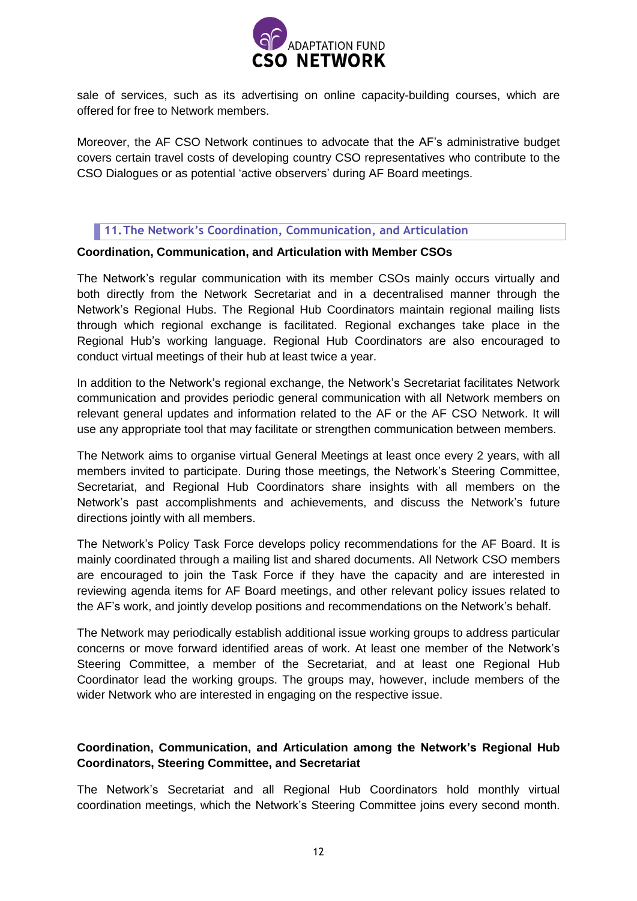sale of services, such as its advertising on online capacity-building courses, which are offered for free to Network members.

Moreover, the AF CSO Network continues to advocate that the AF's administrative budget covers certain travel costs of developing country CSO representatives who contribute to the CSO Dialogues or as potential 'active observers' during AF Board meetings.

## 11. The Network's Coordination, Communication, and Articulation

**Coordination, Communication, and Articulation with Member CSOs**

The Network's regular communication with its member CSOs mainly occurs virtually and both directly from the Network Secretariat and in a decentralised manner through the Network's Regional Hubs. The Regional Hub Coordinators maintain regional mailing lists through which regional exchange is facilitated. Regional exchanges take place in the Regional Hub's working language. Regional Hub Coordinators are also encouraged to conduct virtual meetings of their hub at least twice a year.

In addition to the Network's regional exchange, the Network's Secretariat facilitates Network communication and provides periodic general communication with all Network members on relevant general updates and information related to the AF or the AF CSO Network. It will use any appropriate tool that may facilitate or strengthen communication between members.

The Network aims to organise virtual General Meetings at least once every 2 years, with all members invited to participate. During those meetings, the Network's Steering Committee, Secretariat, and Regional Hub Coordinators share insights with all members on the Network's past accomplishments and achievements, and discuss the Network's future directions jointly with all members.

The Network's Policy Task Force develops policy recommendations for the AF Board. It is mainly coordinated through a mailing list and shared documents. All Network CSO members are encouraged to join the Task Force if they have the capacity and are interested in reviewing agenda items for AF Board meetings, and other relevant policy issues related to the AF's work, and jointly develop positions and recommendations on the Network's behalf.

The Network may periodically establish additional issue working groups to address particular concerns or move forward identified areas of work. At least one member of the Network's Steering Committee, a member of the Secretariat, and at least one Regional Hub Coordinator lead the working groups. The groups may, however, include members of the wider Network who are interested in engaging on the respective issue.

**Coordination, Communication, and Articulation among the Network's Regional Hub Coordinators, Steering Committee, and Secretariat**

The Network's Secretariat and all Regional Hub Coordinators hold monthly virtual coordination meetings, which the Network's Steering Committee joins every second month.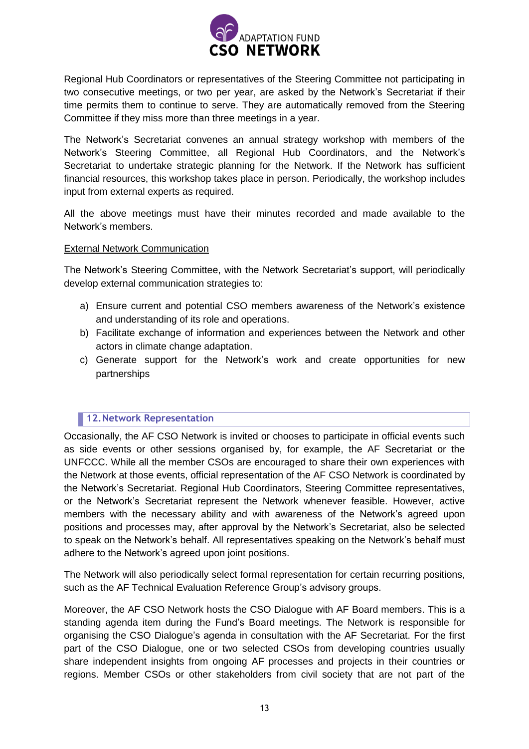Regional Hub Coordinators or representatives of the Steering Committee not participating in two consecutive meetings, or two per year, are asked by the Network's Secretariat if their time permits them to continue to serve. They are automatically removed from the Steering Committee if they miss more than three meetings in a year.

The Network's Secretariat convenes an annual strategy workshop with members of the Network's Steering Committee, all Regional Hub Coordinators, and the Network's Secretariat to undertake strategic planning for the Network. If the Network has sufficient financial resources, this workshop takes place in person. Periodically, the workshop includes input from external experts as required.

All the above meetings must have their minutes recorded and made available to the Network's members.

External Network Communication

The Network's Steering Committee, with the Network Secretariat's support, will periodically develop external communication strategies to:

a) Ensure current and potential CSO members awareness of the Network's existence and understanding of its role and operations.
b) Facilitate exchange of information and experiences between the Network and other actors in climate change adaptation.
c) Generate support for the Network's work and create opportunities for new partnerships

## 12. Network Representation

Occasionally, the AF CSO Network is invited or chooses to participate in official events such as side events or other sessions organised by, for example, the AF Secretariat or the UNFCCC. While all the member CSOs are encouraged to share their own experiences with the Network at those events, official representation of the AF CSO Network is coordinated by the Network's Secretariat. Regional Hub Coordinators, Steering Committee representatives, or the Network's Secretariat represent the Network whenever feasible. However, active members with the necessary ability and with awareness of the Network's agreed upon positions and processes may, after approval by the Network's Secretariat, also be selected to speak on the Network's behalf. All representatives speaking on the Network's behalf must adhere to the Network's agreed upon joint positions.

The Network will also periodically select formal representation for certain recurring positions, such as the AF Technical Evaluation Reference Group's advisory groups.

Moreover, the AF CSO Network hosts the CSO Dialogue with AF Board members. This is a standing agenda item during the Fund's Board meetings. The Network is responsible for organising the CSO Dialogue's agenda in consultation with the AF Secretariat. For the first part of the CSO Dialogue, one or two selected CSOs from developing countries usually share independent insights from ongoing AF processes and projects in their countries or regions. Member CSOs or other stakeholders from civil society that are not part of the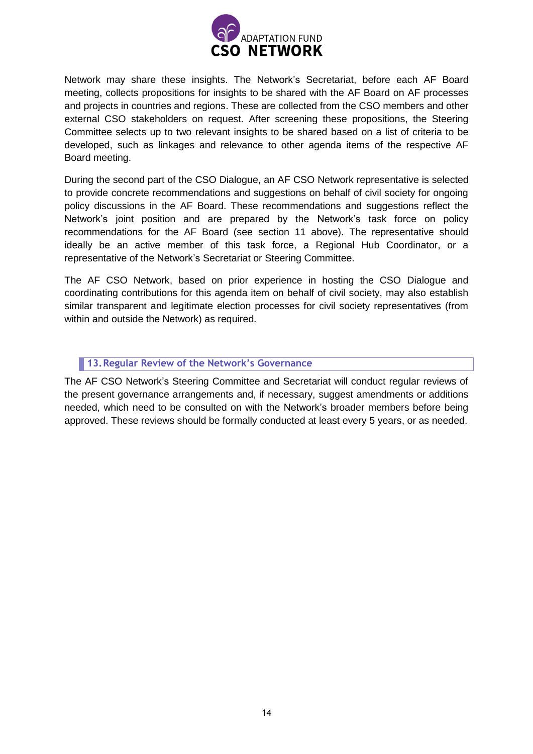Network may share these insights. The Network's Secretariat, before each AF Board meeting, collects propositions for insights to be shared with the AF Board on AF processes and projects in countries and regions. These are collected from the CSO members and other external CSO stakeholders on request. After screening these propositions, the Steering Committee selects up to two relevant insights to be shared based on a list of criteria to be developed, such as linkages and relevance to other agenda items of the respective AF Board meeting.

During the second part of the CSO Dialogue, an AF CSO Network representative is selected to provide concrete recommendations and suggestions on behalf of civil society for ongoing policy discussions in the AF Board. These recommendations and suggestions reflect the Network's joint position and are prepared by the Network's task force on policy recommendations for the AF Board (see section 11 above). The representative should ideally be an active member of this task force, a Regional Hub Coordinator, or a representative of the Network's Secretariat or Steering Committee.

The AF CSO Network, based on prior experience in hosting the CSO Dialogue and coordinating contributions for this agenda item on behalf of civil society, may also establish similar transparent and legitimate election processes for civil society representatives (from within and outside the Network) as required.

## 13. Regular Review of the Network's Governance

The AF CSO Network's Steering Committee and Secretariat will conduct regular reviews of the present governance arrangements and, if necessary, suggest amendments or additions needed, which need to be consulted on with the Network's broader members before being approved. These reviews should be formally conducted at least every 5 years, or as needed.